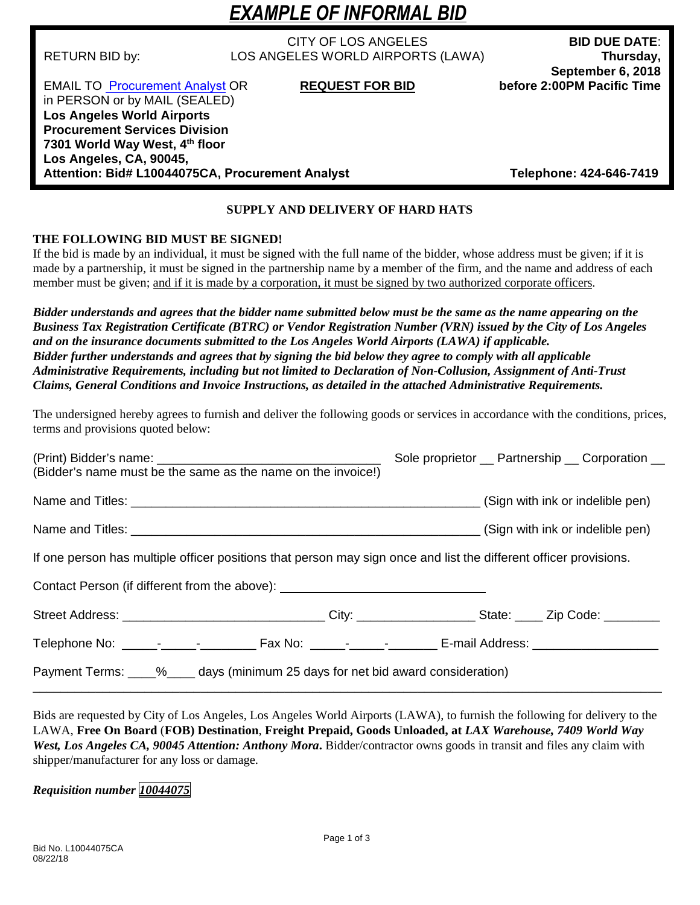# EXAMPLE OF INFORMAL BID

| RETURN BID by: | CITY OF LOS ANGELES<br>LOS ANGELES WORLD AIRPORTS (LAWA) | **BID DUE DATE**:<br>**Thursday, September 6, 2018** |
|---|---|---|
| EMAIL TO Procurement Analyst OR in PERSON or by MAIL (SEALED)<br>**Los Angeles World Airports**<br>**Procurement Services Division**<br>**7301 World Way West, 4th floor**<br>**Los Angeles, CA, 90045,**<br>**Attention: Bid# L10044075CA, Procurement Analyst** | **REQUEST FOR BID** | **before 2:00PM Pacific Time**<br><br>**Telephone: 424-646-7419** |

**SUPPLY AND DELIVERY OF HARD HATS**

**THE FOLLOWING BID MUST BE SIGNED!**

If the bid is made by an individual, it must be signed with the full name of the bidder, whose address must be given; if it is made by a partnership, it must be signed in the partnership name by a member of the firm, and the name and address of each member must be given; and if it is made by a corporation, it must be signed by two authorized corporate officers.

***Bidder understands and agrees that the bidder name submitted below must be the same as the name appearing on the Business Tax Registration Certificate (BTRC) or Vendor Registration Number (VRN) issued by the City of Los Angeles and on the insurance documents submitted to the Los Angeles World Airports (LAWA) if applicable.***
***Bidder further understands and agrees that by signing the bid below they agree to comply with all applicable Administrative Requirements, including but not limited to Declaration of Non-Collusion, Assignment of Anti-Trust Claims, General Conditions and Invoice Instructions, as detailed in the attached Administrative Requirements.***

The undersigned hereby agrees to furnish and deliver the following goods or services in accordance with the conditions, prices, terms and provisions quoted below:

(Print) Bidder's name: ________________________________ Sole proprietor __ Partnership __ Corporation __
(Bidder's name must be the same as the name on the invoice!)

Name and Titles: ____________________________________________________ (Sign with ink or indelible pen)

Name and Titles: ____________________________________________________ (Sign with ink or indelible pen)

If one person has multiple officer positions that person may sign once and list the different officer provisions.

Contact Person (if different from the above): ____________________________

Street Address: _____________________________ City: _________________ State: ____ Zip Code: ________

Telephone No: _____-_____-________ Fax No: _____-_____-_______ E-mail Address: __________________

Payment Terms: ____%____ days (minimum 25 days for net bid award consideration)

---

Bids are requested by City of Los Angeles, Los Angeles World Airports (LAWA), to furnish the following for delivery to the LAWA, **Free On Board** (**FOB) Destination**, **Freight Prepaid, Goods Unloaded, at** ***LAX Warehouse, 7409 World Way West, Los Angeles CA, 90045 Attention: Anthony Mora*****.** Bidder/contractor owns goods in transit and files any claim with shipper/manufacturer for any loss or damage.

***Requisition number 10044075***

Bid No. L10044075CA
08/22/18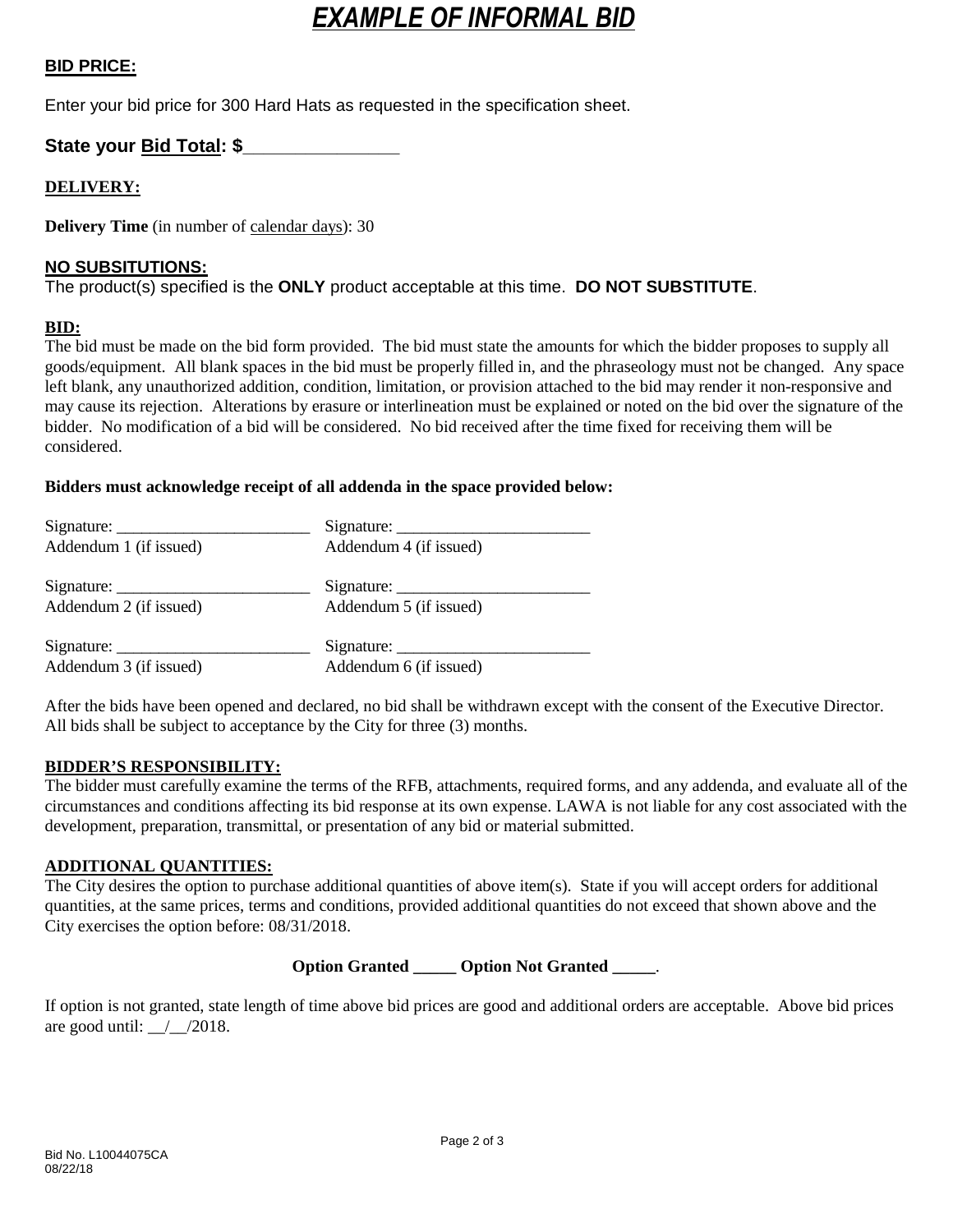# ***EXAMPLE OF INFORMAL BID***

**BID PRICE:**

Enter your bid price for 300 Hard Hats as requested in the specification sheet.

**State your Bid Total: $________________**

**DELIVERY:**

**Delivery Time** (in number of calendar days): 30

**NO SUBSITUTIONS:**

The product(s) specified is the **ONLY** product acceptable at this time. **DO NOT SUBSTITUTE**.

**BID:**

The bid must be made on the bid form provided. The bid must state the amounts for which the bidder proposes to supply all goods/equipment. All blank spaces in the bid must be properly filled in, and the phraseology must not be changed. Any space left blank, any unauthorized addition, condition, limitation, or provision attached to the bid may render it non-responsive and may cause its rejection. Alterations by erasure or interlineation must be explained or noted on the bid over the signature of the bidder. No modification of a bid will be considered. No bid received after the time fixed for receiving them will be considered.

**Bidders must acknowledge receipt of all addenda in the space provided below:**

Signature: ________________________
Addendum 1 (if issued)

Signature: ________________________
Addendum 2 (if issued)

Signature: ________________________
Addendum 3 (if issued)

Signature: ________________________
Addendum 4 (if issued)

Signature: ________________________
Addendum 5 (if issued)

Signature: ________________________
Addendum 6 (if issued)

After the bids have been opened and declared, no bid shall be withdrawn except with the consent of the Executive Director. All bids shall be subject to acceptance by the City for three (3) months.

**BIDDER'S RESPONSIBILITY:**

The bidder must carefully examine the terms of the RFB, attachments, required forms, and any addenda, and evaluate all of the circumstances and conditions affecting its bid response at its own expense. LAWA is not liable for any cost associated with the development, preparation, transmittal, or presentation of any bid or material submitted.

**ADDITIONAL QUANTITIES:**

The City desires the option to purchase additional quantities of above item(s). State if you will accept orders for additional quantities, at the same prices, terms and conditions, provided additional quantities do not exceed that shown above and the City exercises the option before: 08/31/2018.

**Option Granted _____ Option Not Granted _____**.

If option is not granted, state length of time above bid prices are good and additional orders are acceptable. Above bid prices are good until: __/__/2018.

Bid No. L10044075CA
08/22/18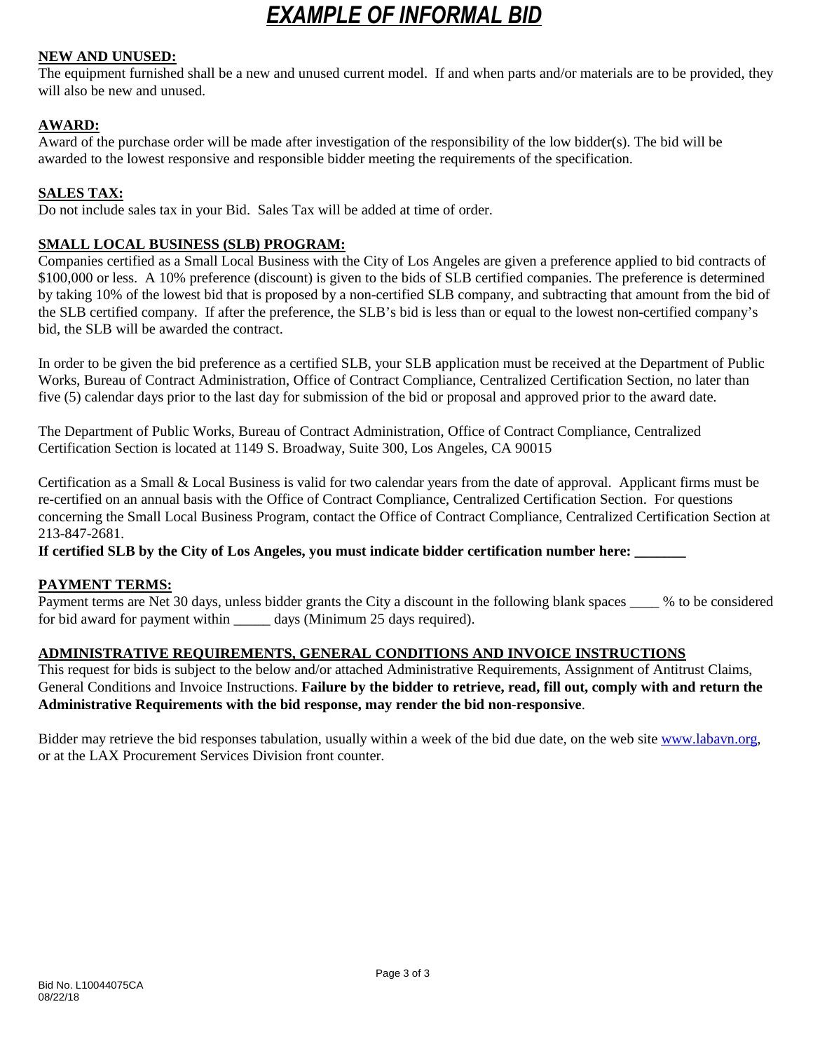# *EXAMPLE OF INFORMAL BID*

**NEW AND UNUSED:**

The equipment furnished shall be a new and unused current model. If and when parts and/or materials are to be provided, they will also be new and unused.

**AWARD:**

Award of the purchase order will be made after investigation of the responsibility of the low bidder(s). The bid will be awarded to the lowest responsive and responsible bidder meeting the requirements of the specification.

**SALES TAX:**

Do not include sales tax in your Bid. Sales Tax will be added at time of order.

**SMALL LOCAL BUSINESS (SLB) PROGRAM:**

Companies certified as a Small Local Business with the City of Los Angeles are given a preference applied to bid contracts of $100,000 or less. A 10% preference (discount) is given to the bids of SLB certified companies. The preference is determined by taking 10% of the lowest bid that is proposed by a non-certified SLB company, and subtracting that amount from the bid of the SLB certified company. If after the preference, the SLB's bid is less than or equal to the lowest non-certified company's bid, the SLB will be awarded the contract.

In order to be given the bid preference as a certified SLB, your SLB application must be received at the Department of Public Works, Bureau of Contract Administration, Office of Contract Compliance, Centralized Certification Section, no later than five (5) calendar days prior to the last day for submission of the bid or proposal and approved prior to the award date.

The Department of Public Works, Bureau of Contract Administration, Office of Contract Compliance, Centralized Certification Section is located at 1149 S. Broadway, Suite 300, Los Angeles, CA 90015

Certification as a Small & Local Business is valid for two calendar years from the date of approval. Applicant firms must be re-certified on an annual basis with the Office of Contract Compliance, Centralized Certification Section. For questions concerning the Small Local Business Program, contact the Office of Contract Compliance, Centralized Certification Section at 213-847-2681.

**If certified SLB by the City of Los Angeles, you must indicate bidder certification number here: _______**

**PAYMENT TERMS:**

Payment terms are Net 30 days, unless bidder grants the City a discount in the following blank spaces ____ % to be considered for bid award for payment within _____ days (Minimum 25 days required).

**ADMINISTRATIVE REQUIREMENTS, GENERAL CONDITIONS AND INVOICE INSTRUCTIONS**

This request for bids is subject to the below and/or attached Administrative Requirements, Assignment of Antitrust Claims, General Conditions and Invoice Instructions. **Failure by the bidder to retrieve, read, fill out, comply with and return the Administrative Requirements with the bid response, may render the bid non-responsive**.

Bidder may retrieve the bid responses tabulation, usually within a week of the bid due date, on the web site www.labavn.org, or at the LAX Procurement Services Division front counter.

Bid No. L10044075CA
08/22/18